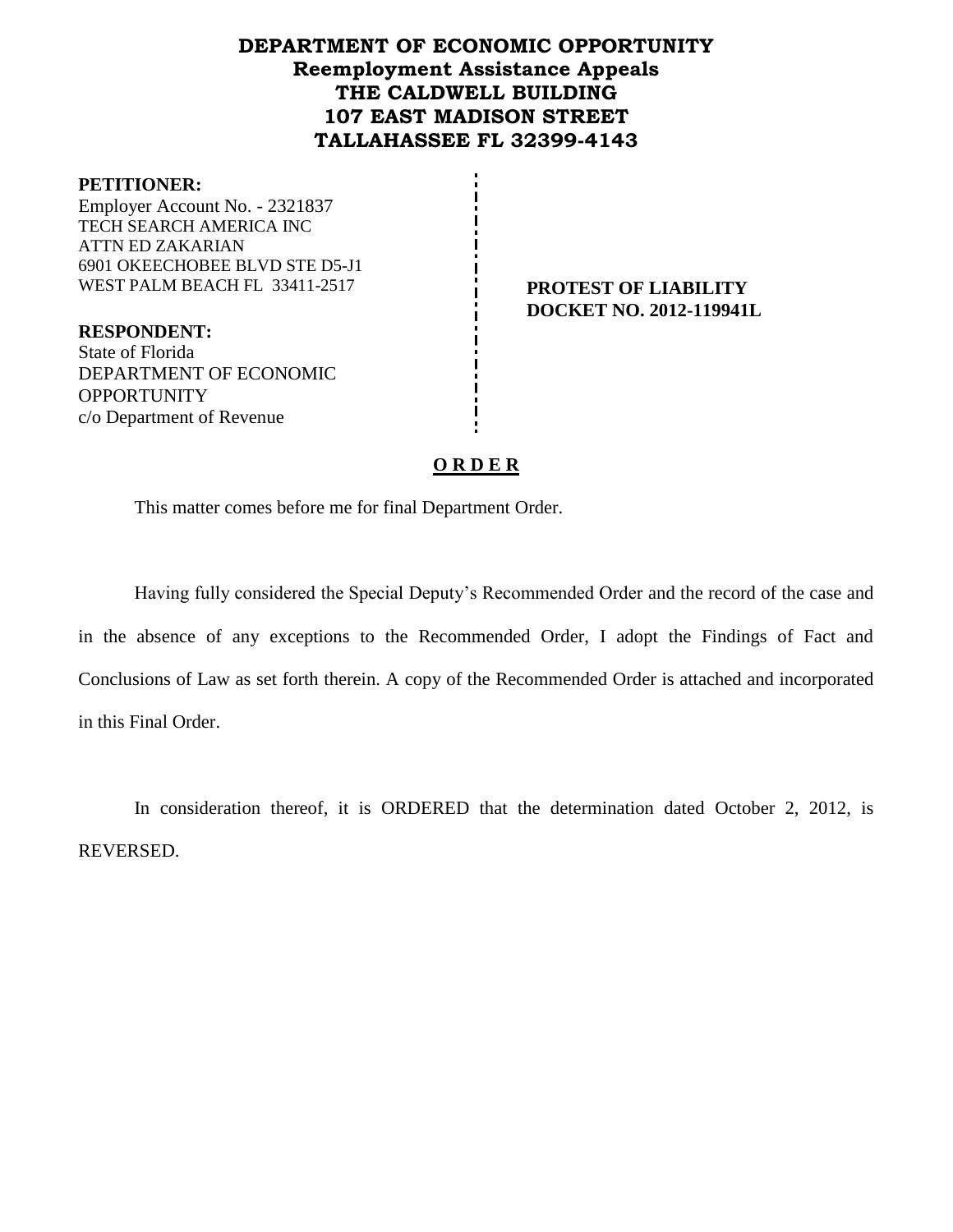# DEPARTMENT OF ECONOMIC OPPORTUNITY
## Reemployment Assistance Appeals
## THE CALDWELL BUILDING
## 107 EAST MADISON STREET
## TALLAHASSEE FL 32399-4143

**PETITIONER:**
Employer Account No. - 2321837
TECH SEARCH AMERICA INC
ATTN ED ZAKARIAN
6901 OKEECHOBEE BLVD STE D5-J1
WEST PALM BEACH FL 33411-2517

**PROTEST OF LIABILITY**
**DOCKET NO. 2012-119941L**

**RESPONDENT:**
State of Florida
DEPARTMENT OF ECONOMIC OPPORTUNITY
c/o Department of Revenue

**O R D E R**

This matter comes before me for final Department Order.

Having fully considered the Special Deputy's Recommended Order and the record of the case and in the absence of any exceptions to the Recommended Order, I adopt the Findings of Fact and Conclusions of Law as set forth therein. A copy of the Recommended Order is attached and incorporated in this Final Order.

In consideration thereof, it is ORDERED that the determination dated October 2, 2012, is REVERSED.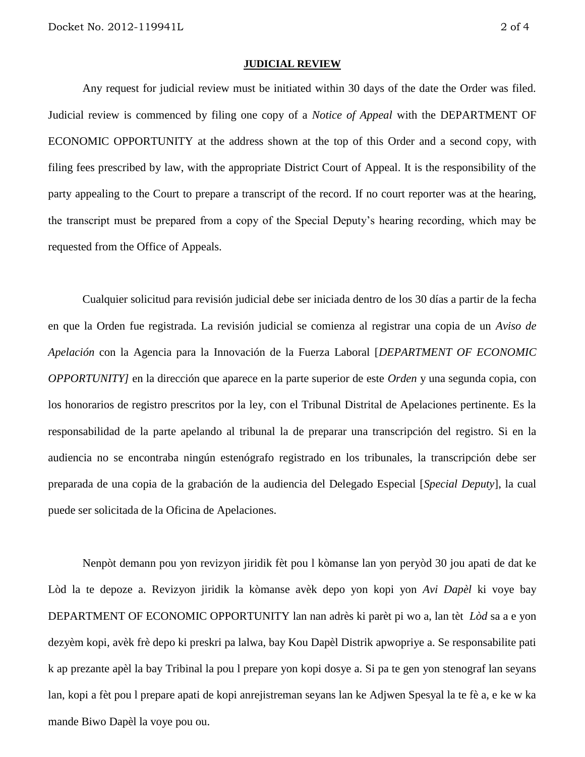## JUDICIAL REVIEW

Any request for judicial review must be initiated within 30 days of the date the Order was filed. Judicial review is commenced by filing one copy of a *Notice of Appeal* with the DEPARTMENT OF ECONOMIC OPPORTUNITY at the address shown at the top of this Order and a second copy, with filing fees prescribed by law, with the appropriate District Court of Appeal. It is the responsibility of the party appealing to the Court to prepare a transcript of the record. If no court reporter was at the hearing, the transcript must be prepared from a copy of the Special Deputy's hearing recording, which may be requested from the Office of Appeals.

Cualquier solicitud para revisión judicial debe ser iniciada dentro de los 30 días a partir de la fecha en que la Orden fue registrada. La revisión judicial se comienza al registrar una copia de un *Aviso de Apelación* con la Agencia para la Innovación de la Fuerza Laboral [*DEPARTMENT OF ECONOMIC OPPORTUNITY]* en la dirección que aparece en la parte superior de este *Orden* y una segunda copia, con los honorarios de registro prescritos por la ley, con el Tribunal Distrital de Apelaciones pertinente. Es la responsabilidad de la parte apelando al tribunal la de preparar una transcripción del registro. Si en la audiencia no se encontraba ningún estenógrafo registrado en los tribunales, la transcripción debe ser preparada de una copia de la grabación de la audiencia del Delegado Especial [*Special Deputy*], la cual puede ser solicitada de la Oficina de Apelaciones.

Nenpòt demann pou yon revizyon jiridik fèt pou l kòmanse lan yon peryòd 30 jou apati de dat ke Lòd la te depoze a. Revizyon jiridik la kòmanse avèk depo yon kopi yon *Avi Dapèl* ki voye bay DEPARTMENT OF ECONOMIC OPPORTUNITY lan nan adrès ki parèt pi wo a, lan tèt *Lòd* sa a e yon dezyèm kopi, avèk frè depo ki preskri pa lalwa, bay Kou Dapèl Distrik apwopriye a. Se responsabilite pati k ap prezante apèl la bay Tribinal la pou l prepare yon kopi dosye a. Si pa te gen yon stenograf lan seyans lan, kopi a fèt pou l prepare apati de kopi anrejistreman seyans lan ke Adjwen Spesyal la te fè a, e ke w ka mande Biwo Dapèl la voye pou ou.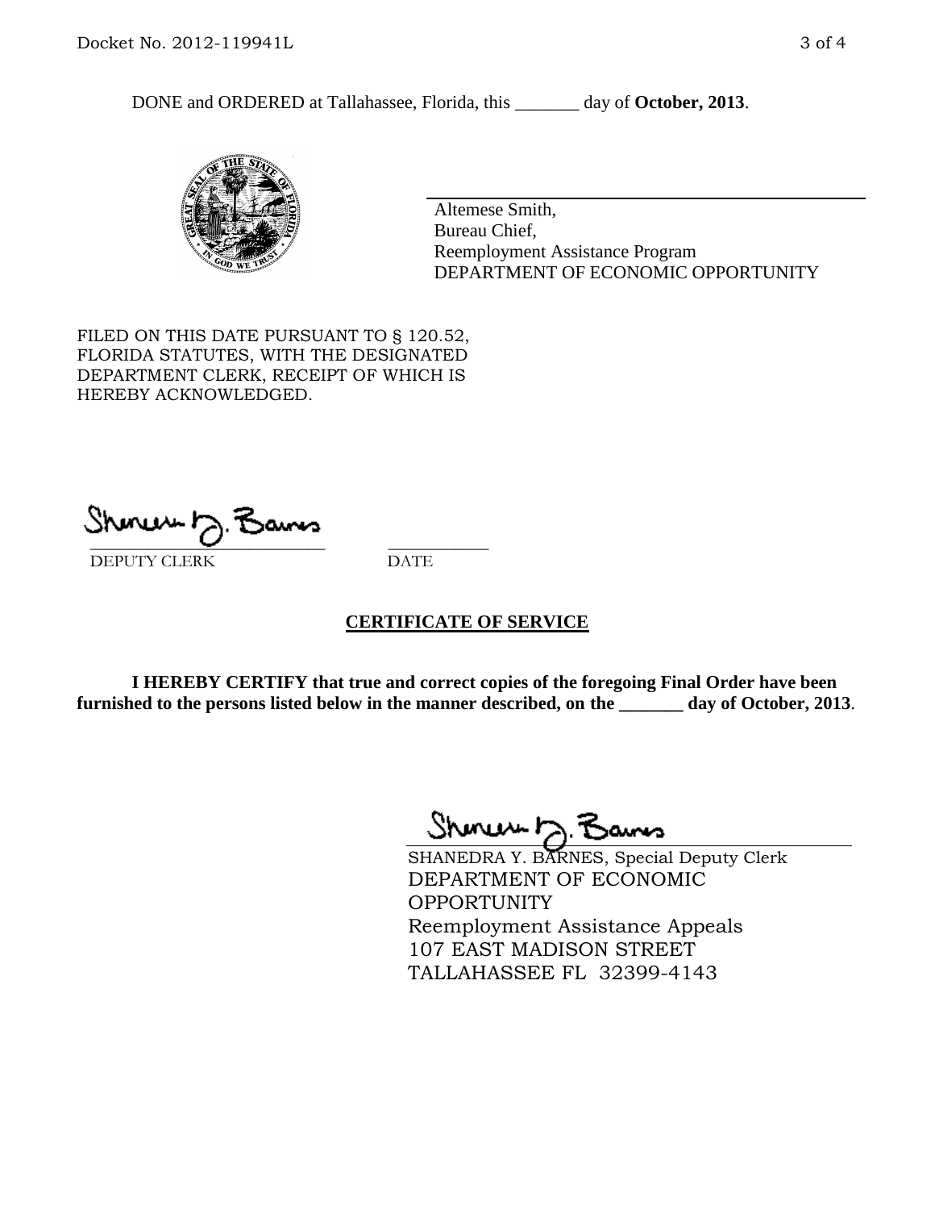DONE and ORDERED at Tallahassee, Florida, this _______ day of **October, 2013**.

Altemese Smith,
Bureau Chief,
Reemployment Assistance Program
DEPARTMENT OF ECONOMIC OPPORTUNITY

FILED ON THIS DATE PURSUANT TO § 120.52, FLORIDA STATUTES, WITH THE DESIGNATED DEPARTMENT CLERK, RECEIPT OF WHICH IS HEREBY ACKNOWLEDGED.

___________________________ ___________
DEPUTY CLERK DATE

**CERTIFICATE OF SERVICE**

**I HEREBY CERTIFY that true and correct copies of the foregoing Final Order have been furnished to the persons listed below in the manner described, on the _______ day of October, 2013**.

SHANEDRA Y. BARNES, Special Deputy Clerk
DEPARTMENT OF ECONOMIC OPPORTUNITY
Reemployment Assistance Appeals
107 EAST MADISON STREET
TALLAHASSEE FL 32399-4143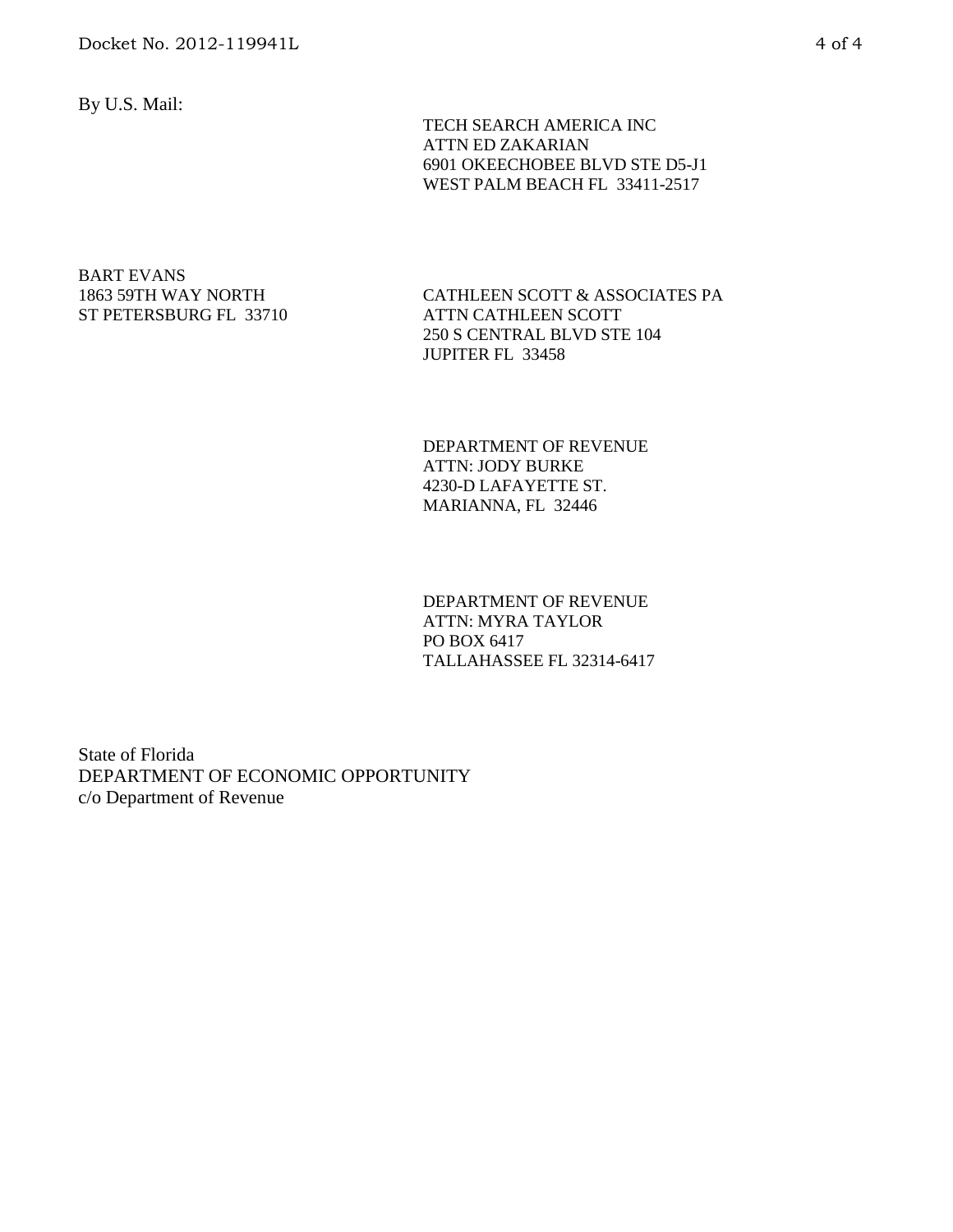By U.S. Mail:

TECH SEARCH AMERICA INC
ATTN ED ZAKARIAN
6901 OKEECHOBEE BLVD STE D5-J1
WEST PALM BEACH FL 33411-2517

BART EVANS
1863 59TH WAY NORTH
ST PETERSBURG FL 33710

CATHLEEN SCOTT & ASSOCIATES PA
ATTN CATHLEEN SCOTT
250 S CENTRAL BLVD STE 104
JUPITER FL 33458

DEPARTMENT OF REVENUE
ATTN: JODY BURKE
4230-D LAFAYETTE ST.
MARIANNA, FL 32446

DEPARTMENT OF REVENUE
ATTN: MYRA TAYLOR
PO BOX 6417
TALLAHASSEE FL 32314-6417

State of Florida
DEPARTMENT OF ECONOMIC OPPORTUNITY
c/o Department of Revenue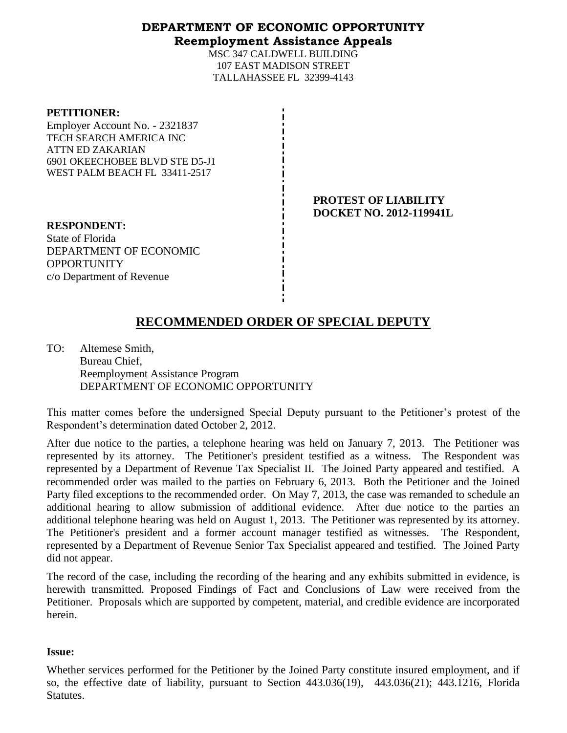**DEPARTMENT OF ECONOMIC OPPORTUNITY**
**Reemployment Assistance Appeals**

MSC 347 CALDWELL BUILDING
107 EAST MADISON STREET
TALLAHASSEE FL 32399-4143

**PETITIONER:**
Employer Account No. - 2321837
TECH SEARCH AMERICA INC
ATTN ED ZAKARIAN
6901 OKEECHOBEE BLVD STE D5-J1
WEST PALM BEACH FL 33411-2517

**PROTEST OF LIABILITY**
**DOCKET NO. 2012-119941L**

**RESPONDENT:**
State of Florida
DEPARTMENT OF ECONOMIC OPPORTUNITY
c/o Department of Revenue

# RECOMMENDED ORDER OF SPECIAL DEPUTY

TO: Altemese Smith,
Bureau Chief,
Reemployment Assistance Program
DEPARTMENT OF ECONOMIC OPPORTUNITY

This matter comes before the undersigned Special Deputy pursuant to the Petitioner's protest of the Respondent's determination dated October 2, 2012.

After due notice to the parties, a telephone hearing was held on January 7, 2013. The Petitioner was represented by its attorney. The Petitioner's president testified as a witness. The Respondent was represented by a Department of Revenue Tax Specialist II. The Joined Party appeared and testified. A recommended order was mailed to the parties on February 6, 2013. Both the Petitioner and the Joined Party filed exceptions to the recommended order. On May 7, 2013, the case was remanded to schedule an additional hearing to allow submission of additional evidence. After due notice to the parties an additional telephone hearing was held on August 1, 2013. The Petitioner was represented by its attorney. The Petitioner's president and a former account manager testified as witnesses. The Respondent, represented by a Department of Revenue Senior Tax Specialist appeared and testified. The Joined Party did not appear.

The record of the case, including the recording of the hearing and any exhibits submitted in evidence, is herewith transmitted. Proposed Findings of Fact and Conclusions of Law were received from the Petitioner. Proposals which are supported by competent, material, and credible evidence are incorporated herein.

**Issue:**

Whether services performed for the Petitioner by the Joined Party constitute insured employment, and if so, the effective date of liability, pursuant to Section 443.036(19), 443.036(21); 443.1216, Florida Statutes.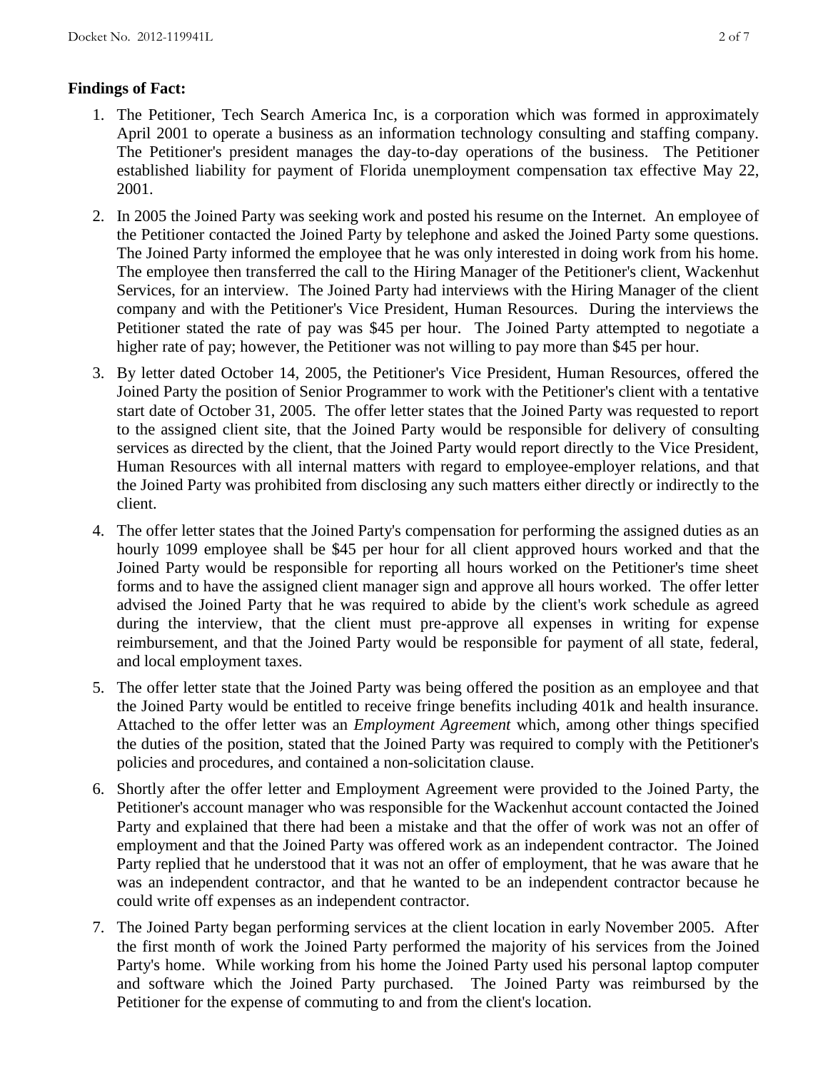**Findings of Fact:**

1. The Petitioner, Tech Search America Inc, is a corporation which was formed in approximately April 2001 to operate a business as an information technology consulting and staffing company. The Petitioner's president manages the day-to-day operations of the business. The Petitioner established liability for payment of Florida unemployment compensation tax effective May 22, 2001.
2. In 2005 the Joined Party was seeking work and posted his resume on the Internet. An employee of the Petitioner contacted the Joined Party by telephone and asked the Joined Party some questions. The Joined Party informed the employee that he was only interested in doing work from his home. The employee then transferred the call to the Hiring Manager of the Petitioner's client, Wackenhut Services, for an interview. The Joined Party had interviews with the Hiring Manager of the client company and with the Petitioner's Vice President, Human Resources. During the interviews the Petitioner stated the rate of pay was $45 per hour. The Joined Party attempted to negotiate a higher rate of pay; however, the Petitioner was not willing to pay more than $45 per hour.
3. By letter dated October 14, 2005, the Petitioner's Vice President, Human Resources, offered the Joined Party the position of Senior Programmer to work with the Petitioner's client with a tentative start date of October 31, 2005. The offer letter states that the Joined Party was requested to report to the assigned client site, that the Joined Party would be responsible for delivery of consulting services as directed by the client, that the Joined Party would report directly to the Vice President, Human Resources with all internal matters with regard to employee-employer relations, and that the Joined Party was prohibited from disclosing any such matters either directly or indirectly to the client.
4. The offer letter states that the Joined Party's compensation for performing the assigned duties as an hourly 1099 employee shall be $45 per hour for all client approved hours worked and that the Joined Party would be responsible for reporting all hours worked on the Petitioner's time sheet forms and to have the assigned client manager sign and approve all hours worked. The offer letter advised the Joined Party that he was required to abide by the client's work schedule as agreed during the interview, that the client must pre-approve all expenses in writing for expense reimbursement, and that the Joined Party would be responsible for payment of all state, federal, and local employment taxes.
5. The offer letter state that the Joined Party was being offered the position as an employee and that the Joined Party would be entitled to receive fringe benefits including 401k and health insurance. Attached to the offer letter was an *Employment Agreement* which, among other things specified the duties of the position, stated that the Joined Party was required to comply with the Petitioner's policies and procedures, and contained a non-solicitation clause.
6. Shortly after the offer letter and Employment Agreement were provided to the Joined Party, the Petitioner's account manager who was responsible for the Wackenhut account contacted the Joined Party and explained that there had been a mistake and that the offer of work was not an offer of employment and that the Joined Party was offered work as an independent contractor. The Joined Party replied that he understood that it was not an offer of employment, that he was aware that he was an independent contractor, and that he wanted to be an independent contractor because he could write off expenses as an independent contractor.
7. The Joined Party began performing services at the client location in early November 2005. After the first month of work the Joined Party performed the majority of his services from the Joined Party's home. While working from his home the Joined Party used his personal laptop computer and software which the Joined Party purchased. The Joined Party was reimbursed by the Petitioner for the expense of commuting to and from the client's location.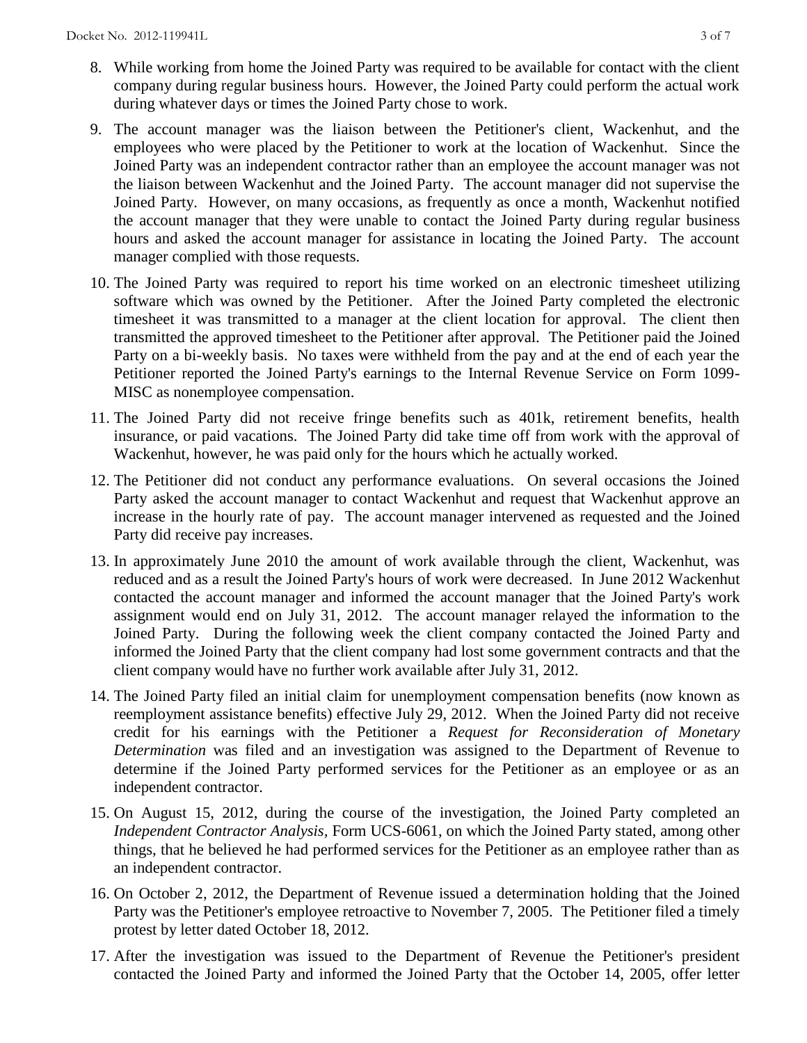8. While working from home the Joined Party was required to be available for contact with the client company during regular business hours. However, the Joined Party could perform the actual work during whatever days or times the Joined Party chose to work.

9. The account manager was the liaison between the Petitioner's client, Wackenhut, and the employees who were placed by the Petitioner to work at the location of Wackenhut. Since the Joined Party was an independent contractor rather than an employee the account manager was not the liaison between Wackenhut and the Joined Party. The account manager did not supervise the Joined Party. However, on many occasions, as frequently as once a month, Wackenhut notified the account manager that they were unable to contact the Joined Party during regular business hours and asked the account manager for assistance in locating the Joined Party. The account manager complied with those requests.

10. The Joined Party was required to report his time worked on an electronic timesheet utilizing software which was owned by the Petitioner. After the Joined Party completed the electronic timesheet it was transmitted to a manager at the client location for approval. The client then transmitted the approved timesheet to the Petitioner after approval. The Petitioner paid the Joined Party on a bi-weekly basis. No taxes were withheld from the pay and at the end of each year the Petitioner reported the Joined Party's earnings to the Internal Revenue Service on Form 1099-MISC as nonemployee compensation.

11. The Joined Party did not receive fringe benefits such as 401k, retirement benefits, health insurance, or paid vacations. The Joined Party did take time off from work with the approval of Wackenhut, however, he was paid only for the hours which he actually worked.

12. The Petitioner did not conduct any performance evaluations. On several occasions the Joined Party asked the account manager to contact Wackenhut and request that Wackenhut approve an increase in the hourly rate of pay. The account manager intervened as requested and the Joined Party did receive pay increases.

13. In approximately June 2010 the amount of work available through the client, Wackenhut, was reduced and as a result the Joined Party's hours of work were decreased. In June 2012 Wackenhut contacted the account manager and informed the account manager that the Joined Party's work assignment would end on July 31, 2012. The account manager relayed the information to the Joined Party. During the following week the client company contacted the Joined Party and informed the Joined Party that the client company had lost some government contracts and that the client company would have no further work available after July 31, 2012.

14. The Joined Party filed an initial claim for unemployment compensation benefits (now known as reemployment assistance benefits) effective July 29, 2012. When the Joined Party did not receive credit for his earnings with the Petitioner a *Request for Reconsideration of Monetary Determination* was filed and an investigation was assigned to the Department of Revenue to determine if the Joined Party performed services for the Petitioner as an employee or as an independent contractor.

15. On August 15, 2012, during the course of the investigation, the Joined Party completed an *Independent Contractor Analysis*, Form UCS-6061, on which the Joined Party stated, among other things, that he believed he had performed services for the Petitioner as an employee rather than as an independent contractor.

16. On October 2, 2012, the Department of Revenue issued a determination holding that the Joined Party was the Petitioner's employee retroactive to November 7, 2005. The Petitioner filed a timely protest by letter dated October 18, 2012.

17. After the investigation was issued to the Department of Revenue the Petitioner's president contacted the Joined Party and informed the Joined Party that the October 14, 2005, offer letter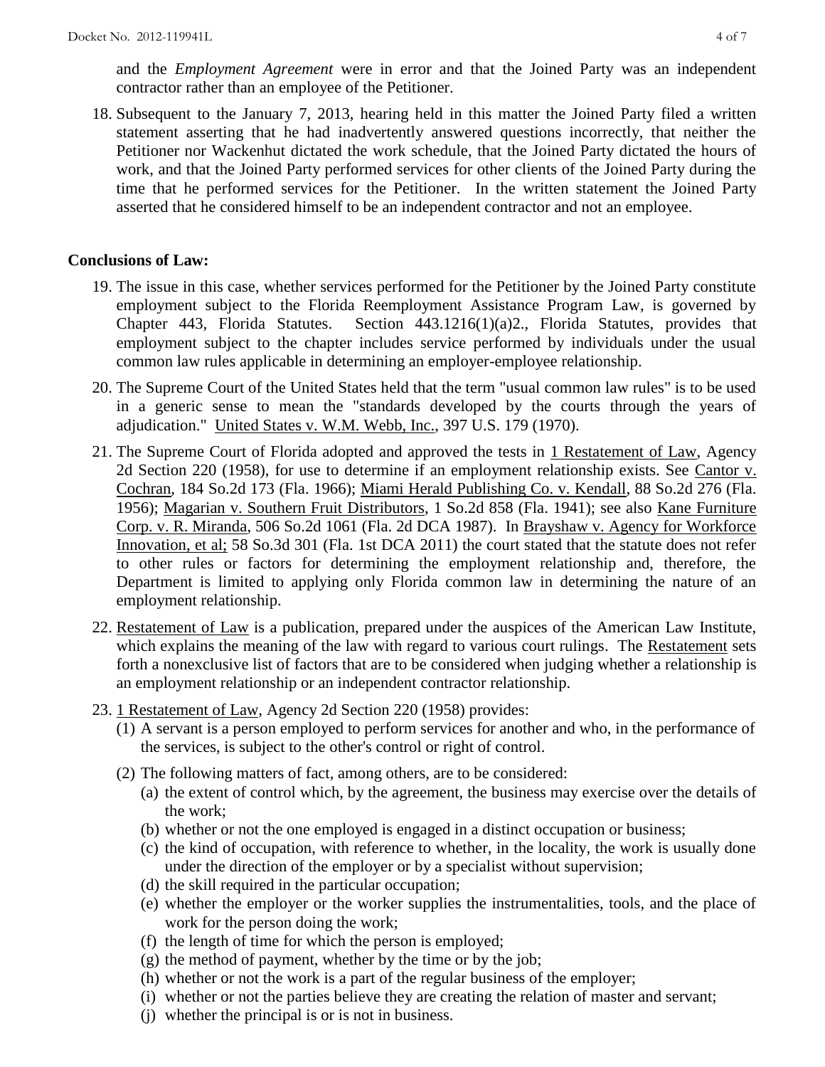and the *Employment Agreement* were in error and that the Joined Party was an independent contractor rather than an employee of the Petitioner.

18. Subsequent to the January 7, 2013, hearing held in this matter the Joined Party filed a written statement asserting that he had inadvertently answered questions incorrectly, that neither the Petitioner nor Wackenhut dictated the work schedule, that the Joined Party dictated the hours of work, and that the Joined Party performed services for other clients of the Joined Party during the time that he performed services for the Petitioner. In the written statement the Joined Party asserted that he considered himself to be an independent contractor and not an employee.

**Conclusions of Law:**

19. The issue in this case, whether services performed for the Petitioner by the Joined Party constitute employment subject to the Florida Reemployment Assistance Program Law, is governed by Chapter 443, Florida Statutes. Section 443.1216(1)(a)2., Florida Statutes, provides that employment subject to the chapter includes service performed by individuals under the usual common law rules applicable in determining an employer-employee relationship.

20. The Supreme Court of the United States held that the term "usual common law rules" is to be used in a generic sense to mean the "standards developed by the courts through the years of adjudication." United States v. W.M. Webb, Inc., 397 U.S. 179 (1970).

21. The Supreme Court of Florida adopted and approved the tests in 1 Restatement of Law, Agency 2d Section 220 (1958), for use to determine if an employment relationship exists. See Cantor v. Cochran, 184 So.2d 173 (Fla. 1966); Miami Herald Publishing Co. v. Kendall, 88 So.2d 276 (Fla. 1956); Magarian v. Southern Fruit Distributors, 1 So.2d 858 (Fla. 1941); see also Kane Furniture Corp. v. R. Miranda, 506 So.2d 1061 (Fla. 2d DCA 1987). In Brayshaw v. Agency for Workforce Innovation, et al; 58 So.3d 301 (Fla. 1st DCA 2011) the court stated that the statute does not refer to other rules or factors for determining the employment relationship and, therefore, the Department is limited to applying only Florida common law in determining the nature of an employment relationship.

22. Restatement of Law is a publication, prepared under the auspices of the American Law Institute, which explains the meaning of the law with regard to various court rulings. The Restatement sets forth a nonexclusive list of factors that are to be considered when judging whether a relationship is an employment relationship or an independent contractor relationship.

23. 1 Restatement of Law, Agency 2d Section 220 (1958) provides:
    (1) A servant is a person employed to perform services for another and who, in the performance of the services, is subject to the other's control or right of control.
    (2) The following matters of fact, among others, are to be considered:
        (a) the extent of control which, by the agreement, the business may exercise over the details of the work;
        (b) whether or not the one employed is engaged in a distinct occupation or business;
        (c) the kind of occupation, with reference to whether, in the locality, the work is usually done under the direction of the employer or by a specialist without supervision;
        (d) the skill required in the particular occupation;
        (e) whether the employer or the worker supplies the instrumentalities, tools, and the place of work for the person doing the work;
        (f) the length of time for which the person is employed;
        (g) the method of payment, whether by the time or by the job;
        (h) whether or not the work is a part of the regular business of the employer;
        (i) whether or not the parties believe they are creating the relation of master and servant;
        (j) whether the principal is or is not in business.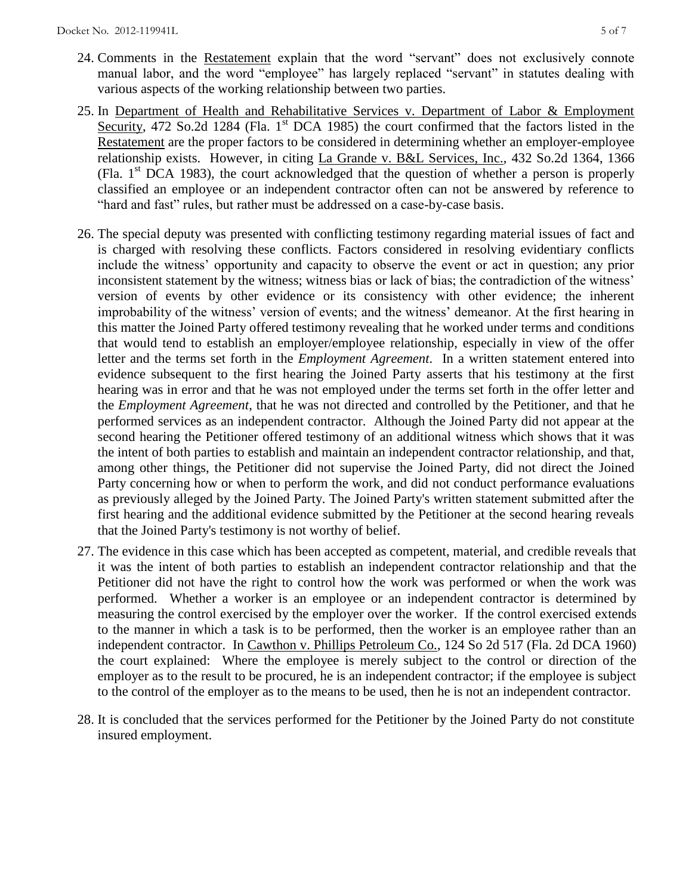24. Comments in the Restatement explain that the word "servant" does not exclusively connote manual labor, and the word "employee" has largely replaced "servant" in statutes dealing with various aspects of the working relationship between two parties.

25. In Department of Health and Rehabilitative Services v. Department of Labor & Employment Security, 472 So.2d 1284 (Fla. 1st DCA 1985) the court confirmed that the factors listed in the Restatement are the proper factors to be considered in determining whether an employer-employee relationship exists. However, in citing La Grande v. B&L Services, Inc., 432 So.2d 1364, 1366 (Fla. 1st DCA 1983), the court acknowledged that the question of whether a person is properly classified an employee or an independent contractor often can not be answered by reference to "hard and fast" rules, but rather must be addressed on a case-by-case basis.

26. The special deputy was presented with conflicting testimony regarding material issues of fact and is charged with resolving these conflicts. Factors considered in resolving evidentiary conflicts include the witness' opportunity and capacity to observe the event or act in question; any prior inconsistent statement by the witness; witness bias or lack of bias; the contradiction of the witness' version of events by other evidence or its consistency with other evidence; the inherent improbability of the witness' version of events; and the witness' demeanor. At the first hearing in this matter the Joined Party offered testimony revealing that he worked under terms and conditions that would tend to establish an employer/employee relationship, especially in view of the offer letter and the terms set forth in the *Employment Agreement*. In a written statement entered into evidence subsequent to the first hearing the Joined Party asserts that his testimony at the first hearing was in error and that he was not employed under the terms set forth in the offer letter and the *Employment Agreement*, that he was not directed and controlled by the Petitioner, and that he performed services as an independent contractor. Although the Joined Party did not appear at the second hearing the Petitioner offered testimony of an additional witness which shows that it was the intent of both parties to establish and maintain an independent contractor relationship, and that, among other things, the Petitioner did not supervise the Joined Party, did not direct the Joined Party concerning how or when to perform the work, and did not conduct performance evaluations as previously alleged by the Joined Party. The Joined Party's written statement submitted after the first hearing and the additional evidence submitted by the Petitioner at the second hearing reveals that the Joined Party's testimony is not worthy of belief.

27. The evidence in this case which has been accepted as competent, material, and credible reveals that it was the intent of both parties to establish an independent contractor relationship and that the Petitioner did not have the right to control how the work was performed or when the work was performed. Whether a worker is an employee or an independent contractor is determined by measuring the control exercised by the employer over the worker. If the control exercised extends to the manner in which a task is to be performed, then the worker is an employee rather than an independent contractor. In Cawthon v. Phillips Petroleum Co., 124 So 2d 517 (Fla. 2d DCA 1960) the court explained: Where the employee is merely subject to the control or direction of the employer as to the result to be procured, he is an independent contractor; if the employee is subject to the control of the employer as to the means to be used, then he is not an independent contractor.

28. It is concluded that the services performed for the Petitioner by the Joined Party do not constitute insured employment.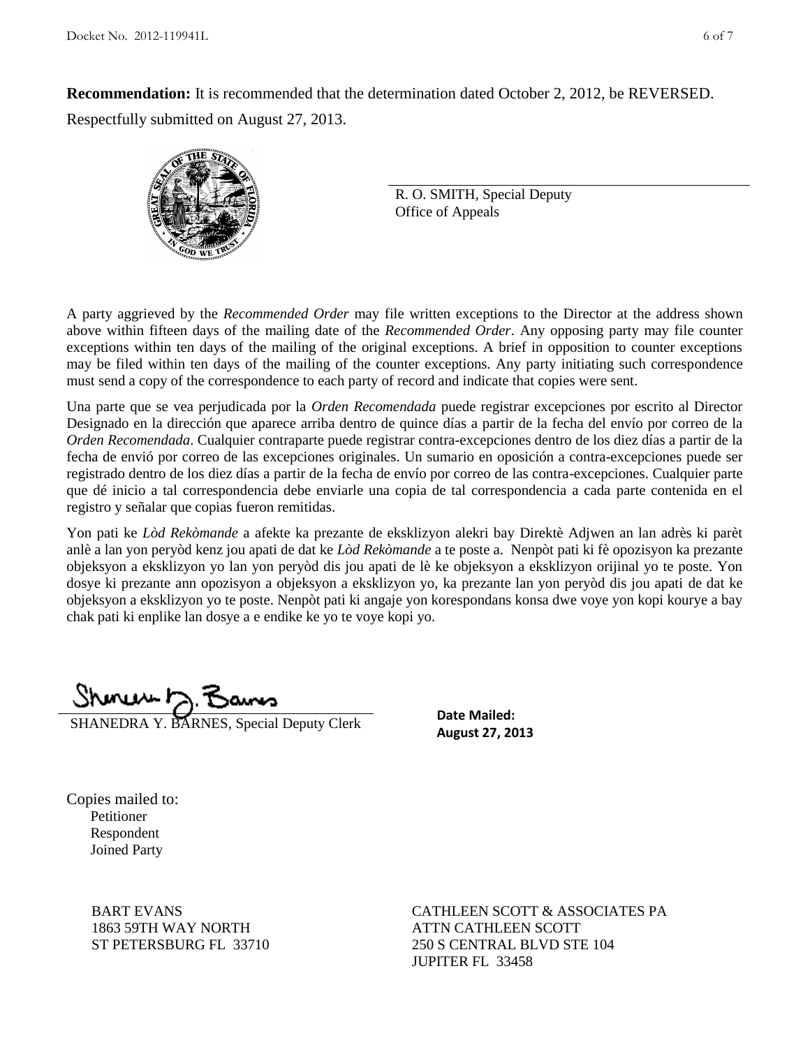**Recommendation:** It is recommended that the determination dated October 2, 2012, be REVERSED.

Respectfully submitted on August 27, 2013.

R. O. SMITH, Special Deputy
Office of Appeals

A party aggrieved by the *Recommended Order* may file written exceptions to the Director at the address shown above within fifteen days of the mailing date of the *Recommended Order*. Any opposing party may file counter exceptions within ten days of the mailing of the original exceptions. A brief in opposition to counter exceptions may be filed within ten days of the mailing of the counter exceptions. Any party initiating such correspondence must send a copy of the correspondence to each party of record and indicate that copies were sent.

Una parte que se vea perjudicada por la *Orden Recomendada* puede registrar excepciones por escrito al Director Designado en la dirección que aparece arriba dentro de quince días a partir de la fecha del envío por correo de la *Orden Recomendada*. Cualquier contraparte puede registrar contra-excepciones dentro de los diez días a partir de la fecha de envió por correo de las excepciones originales. Un sumario en oposición a contra-excepciones puede ser registrado dentro de los diez días a partir de la fecha de envío por correo de las contra-excepciones. Cualquier parte que dé inicio a tal correspondencia debe enviarle una copia de tal correspondencia a cada parte contenida en el registro y señalar que copias fueron remitidas.

Yon pati ke *Lòd Rekòmande* a afekte ka prezante de eksklizyon alekri bay Direktè Adjwen an lan adrès ki parèt anlè a lan yon peryòd kenz jou apati de dat ke *Lòd Rekòmande* a te poste a. Nenpòt pati ki fè opozisyon ka prezante objeksyon a eksklizyon yo lan yon peryòd dis jou apati de lè ke objeksyon a eksklizyon orijinal yo te poste. Yon dosye ki prezante ann opozisyon a objeksyon a eksklizyon yo, ka prezante lan yon peryòd dis jou apati de dat ke objeksyon a eksklizyon yo te poste. Nenpòt pati ki angaje yon korespondans konsa dwe voye yon kopi kourye a bay chak pati ki enplike lan dosye a e endike ke yo te voye kopi yo.

SHANEDRA Y. BARNES, Special Deputy Clerk

**Date Mailed:**
**August 27, 2013**

Copies mailed to:
Petitioner
Respondent
Joined Party

BART EVANS
1863 59TH WAY NORTH
ST PETERSBURG FL 33710

CATHLEEN SCOTT & ASSOCIATES PA
ATTN CATHLEEN SCOTT
250 S CENTRAL BLVD STE 104
JUPITER FL 33458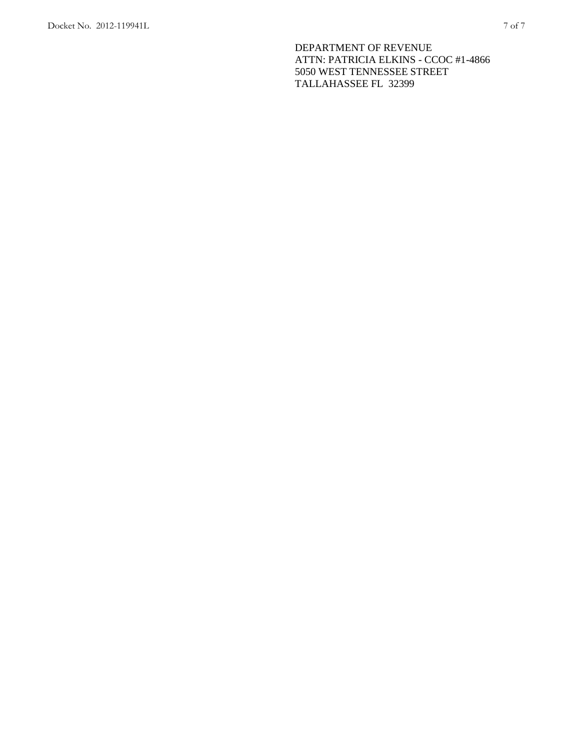DEPARTMENT OF REVENUE
ATTN: PATRICIA ELKINS - CCOC #1-4866
5050 WEST TENNESSEE STREET
TALLAHASSEE FL 32399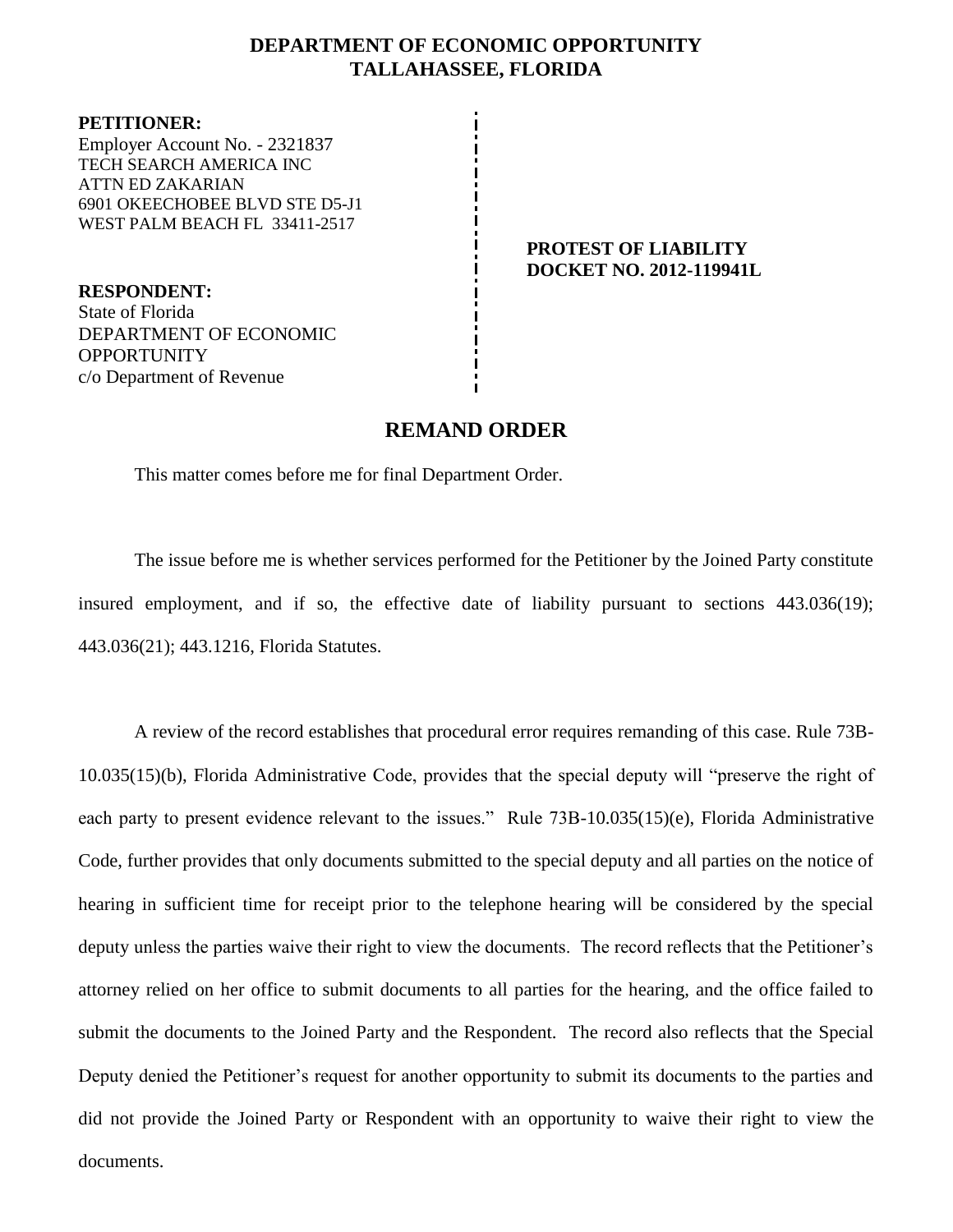# DEPARTMENT OF ECONOMIC OPPORTUNITY
## TALLAHASSEE, FLORIDA

**PETITIONER:**
Employer Account No. - 2321837
TECH SEARCH AMERICA INC
ATTN ED ZAKARIAN
6901 OKEECHOBEE BLVD STE D5-J1
WEST PALM BEACH FL 33411-2517

**PROTEST OF LIABILITY**
**DOCKET NO. 2012-119941L**

**RESPONDENT:**
State of Florida
DEPARTMENT OF ECONOMIC OPPORTUNITY
c/o Department of Revenue

## REMAND ORDER

This matter comes before me for final Department Order.

The issue before me is whether services performed for the Petitioner by the Joined Party constitute insured employment, and if so, the effective date of liability pursuant to sections 443.036(19); 443.036(21); 443.1216, Florida Statutes.

A review of the record establishes that procedural error requires remanding of this case. Rule 73B-10.035(15)(b), Florida Administrative Code, provides that the special deputy will "preserve the right of each party to present evidence relevant to the issues." Rule 73B-10.035(15)(e), Florida Administrative Code, further provides that only documents submitted to the special deputy and all parties on the notice of hearing in sufficient time for receipt prior to the telephone hearing will be considered by the special deputy unless the parties waive their right to view the documents. The record reflects that the Petitioner's attorney relied on her office to submit documents to all parties for the hearing, and the office failed to submit the documents to the Joined Party and the Respondent. The record also reflects that the Special Deputy denied the Petitioner's request for another opportunity to submit its documents to the parties and did not provide the Joined Party or Respondent with an opportunity to waive their right to view the documents.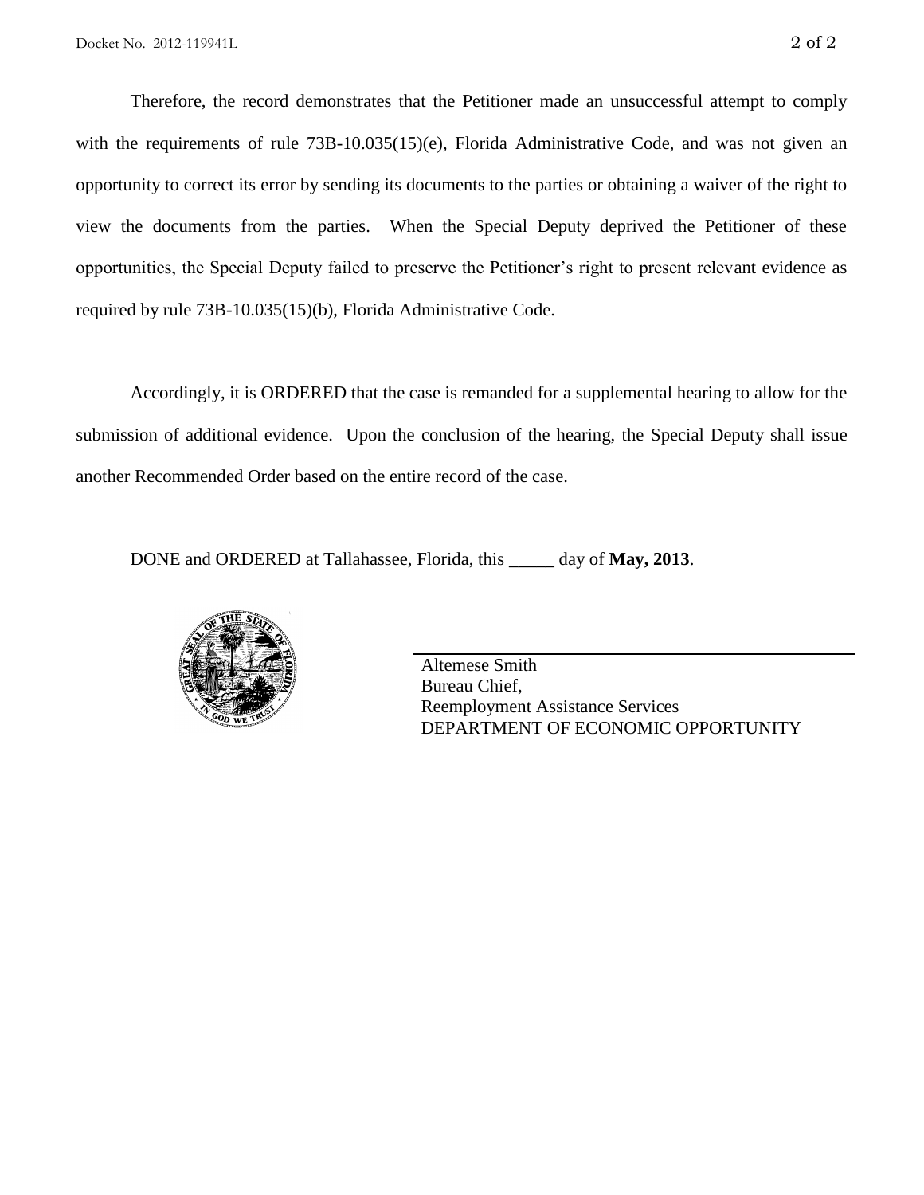Therefore, the record demonstrates that the Petitioner made an unsuccessful attempt to comply with the requirements of rule 73B-10.035(15)(e), Florida Administrative Code, and was not given an opportunity to correct its error by sending its documents to the parties or obtaining a waiver of the right to view the documents from the parties. When the Special Deputy deprived the Petitioner of these opportunities, the Special Deputy failed to preserve the Petitioner's right to present relevant evidence as required by rule 73B-10.035(15)(b), Florida Administrative Code.

Accordingly, it is ORDERED that the case is remanded for a supplemental hearing to allow for the submission of additional evidence. Upon the conclusion of the hearing, the Special Deputy shall issue another Recommended Order based on the entire record of the case.

DONE and ORDERED at Tallahassee, Florida, this _____ day of **May, 2013**.

Altemese Smith
Bureau Chief,
Reemployment Assistance Services
DEPARTMENT OF ECONOMIC OPPORTUNITY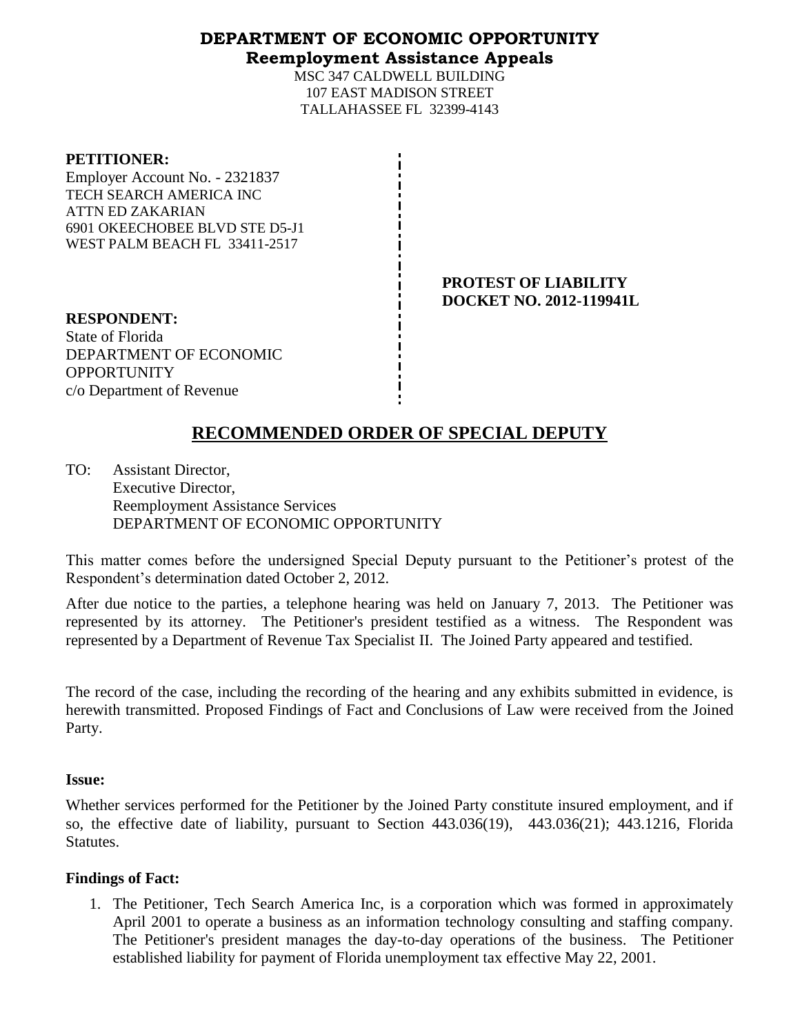# DEPARTMENT OF ECONOMIC OPPORTUNITY
## Reemployment Assistance Appeals

MSC 347 CALDWELL BUILDING
107 EAST MADISON STREET
TALLAHASSEE FL 32399-4143

**PETITIONER:**
Employer Account No. - 2321837
TECH SEARCH AMERICA INC
ATTN ED ZAKARIAN
6901 OKEECHOBEE BLVD STE D5-J1
WEST PALM BEACH FL 33411-2517

**PROTEST OF LIABILITY**
**DOCKET NO. 2012-119941L**

**RESPONDENT:**
State of Florida
DEPARTMENT OF ECONOMIC OPPORTUNITY
c/o Department of Revenue

# RECOMMENDED ORDER OF SPECIAL DEPUTY

TO: Assistant Director,
Executive Director,
Reemployment Assistance Services
DEPARTMENT OF ECONOMIC OPPORTUNITY

This matter comes before the undersigned Special Deputy pursuant to the Petitioner's protest of the Respondent's determination dated October 2, 2012.

After due notice to the parties, a telephone hearing was held on January 7, 2013. The Petitioner was represented by its attorney. The Petitioner's president testified as a witness. The Respondent was represented by a Department of Revenue Tax Specialist II. The Joined Party appeared and testified.

The record of the case, including the recording of the hearing and any exhibits submitted in evidence, is herewith transmitted. Proposed Findings of Fact and Conclusions of Law were received from the Joined Party.

**Issue:**

Whether services performed for the Petitioner by the Joined Party constitute insured employment, and if so, the effective date of liability, pursuant to Section 443.036(19), 443.036(21); 443.1216, Florida Statutes.

**Findings of Fact:**

1. The Petitioner, Tech Search America Inc, is a corporation which was formed in approximately April 2001 to operate a business as an information technology consulting and staffing company. The Petitioner's president manages the day-to-day operations of the business. The Petitioner established liability for payment of Florida unemployment tax effective May 22, 2001.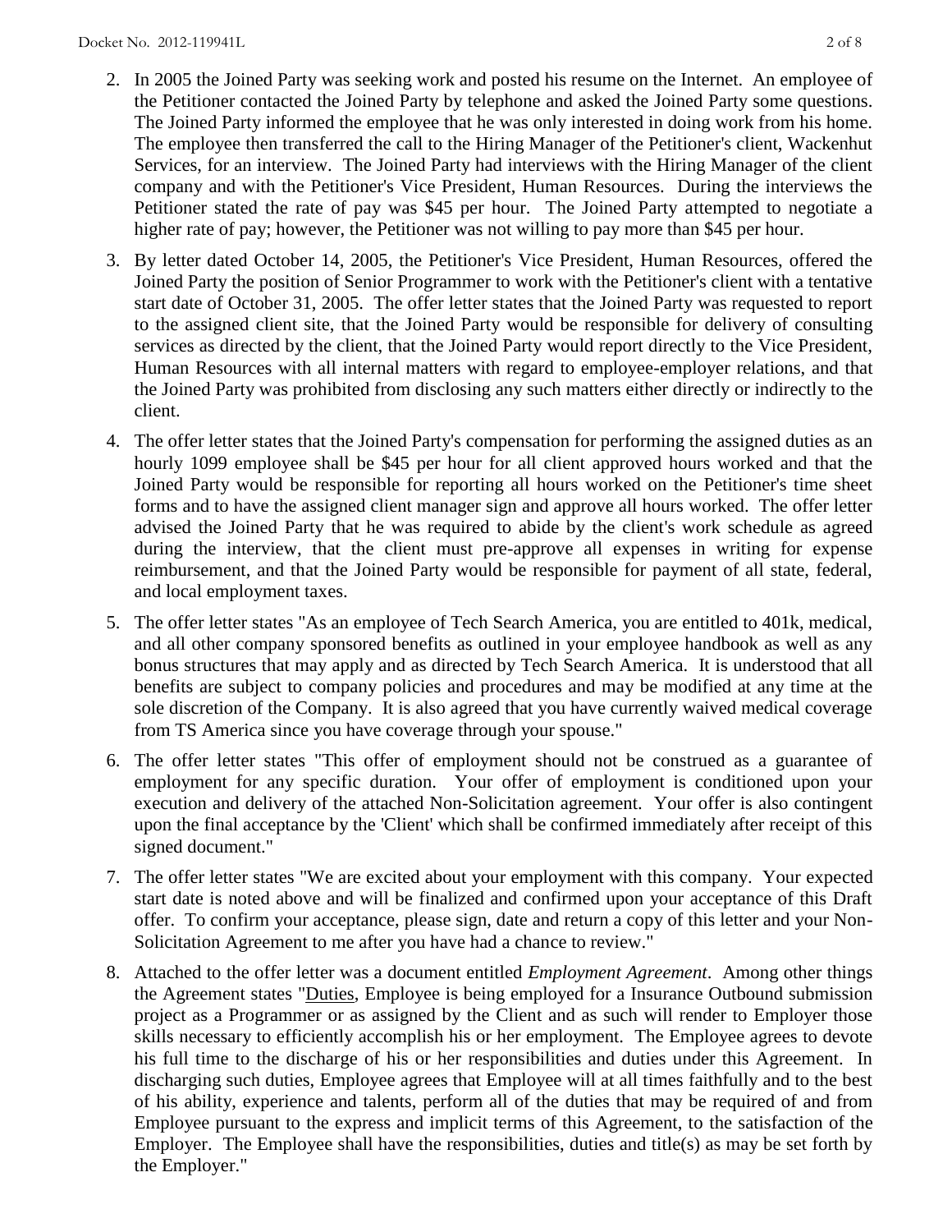2. In 2005 the Joined Party was seeking work and posted his resume on the Internet. An employee of the Petitioner contacted the Joined Party by telephone and asked the Joined Party some questions. The Joined Party informed the employee that he was only interested in doing work from his home. The employee then transferred the call to the Hiring Manager of the Petitioner's client, Wackenhut Services, for an interview. The Joined Party had interviews with the Hiring Manager of the client company and with the Petitioner's Vice President, Human Resources. During the interviews the Petitioner stated the rate of pay was $45 per hour. The Joined Party attempted to negotiate a higher rate of pay; however, the Petitioner was not willing to pay more than $45 per hour.

3. By letter dated October 14, 2005, the Petitioner's Vice President, Human Resources, offered the Joined Party the position of Senior Programmer to work with the Petitioner's client with a tentative start date of October 31, 2005. The offer letter states that the Joined Party was requested to report to the assigned client site, that the Joined Party would be responsible for delivery of consulting services as directed by the client, that the Joined Party would report directly to the Vice President, Human Resources with all internal matters with regard to employee-employer relations, and that the Joined Party was prohibited from disclosing any such matters either directly or indirectly to the client.

4. The offer letter states that the Joined Party's compensation for performing the assigned duties as an hourly 1099 employee shall be $45 per hour for all client approved hours worked and that the Joined Party would be responsible for reporting all hours worked on the Petitioner's time sheet forms and to have the assigned client manager sign and approve all hours worked. The offer letter advised the Joined Party that he was required to abide by the client's work schedule as agreed during the interview, that the client must pre-approve all expenses in writing for expense reimbursement, and that the Joined Party would be responsible for payment of all state, federal, and local employment taxes.

5. The offer letter states "As an employee of Tech Search America, you are entitled to 401k, medical, and all other company sponsored benefits as outlined in your employee handbook as well as any bonus structures that may apply and as directed by Tech Search America. It is understood that all benefits are subject to company policies and procedures and may be modified at any time at the sole discretion of the Company. It is also agreed that you have currently waived medical coverage from TS America since you have coverage through your spouse."

6. The offer letter states "This offer of employment should not be construed as a guarantee of employment for any specific duration. Your offer of employment is conditioned upon your execution and delivery of the attached Non-Solicitation agreement. Your offer is also contingent upon the final acceptance by the 'Client' which shall be confirmed immediately after receipt of this signed document."

7. The offer letter states "We are excited about your employment with this company. Your expected start date is noted above and will be finalized and confirmed upon your acceptance of this Draft offer. To confirm your acceptance, please sign, date and return a copy of this letter and your Non-Solicitation Agreement to me after you have had a chance to review."

8. Attached to the offer letter was a document entitled *Employment Agreement*. Among other things the Agreement states "Duties, Employee is being employed for a Insurance Outbound submission project as a Programmer or as assigned by the Client and as such will render to Employer those skills necessary to efficiently accomplish his or her employment. The Employee agrees to devote his full time to the discharge of his or her responsibilities and duties under this Agreement. In discharging such duties, Employee agrees that Employee will at all times faithfully and to the best of his ability, experience and talents, perform all of the duties that may be required of and from Employee pursuant to the express and implicit terms of this Agreement, to the satisfaction of the Employer. The Employee shall have the responsibilities, duties and title(s) as may be set forth by the Employer."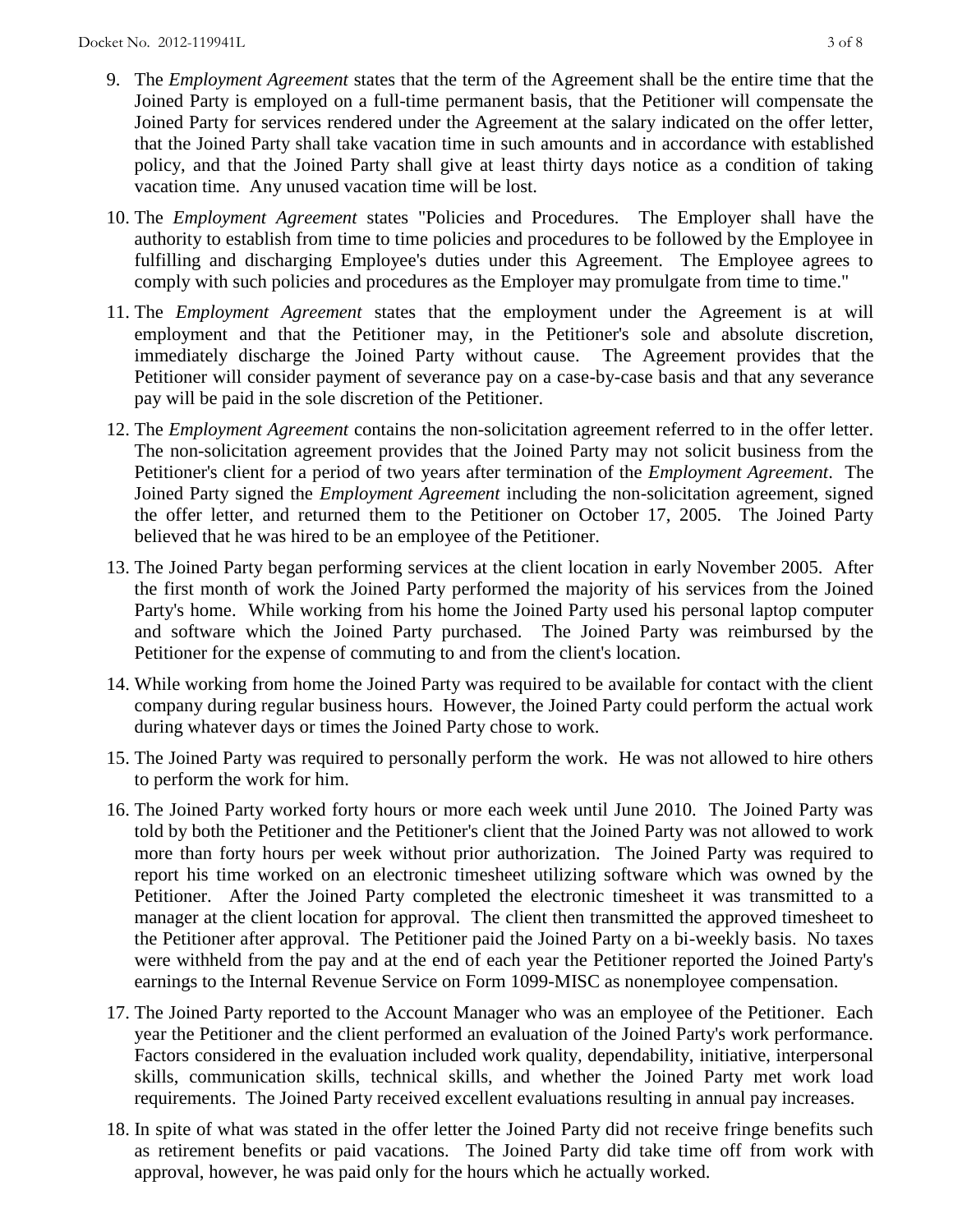9. The *Employment Agreement* states that the term of the Agreement shall be the entire time that the Joined Party is employed on a full-time permanent basis, that the Petitioner will compensate the Joined Party for services rendered under the Agreement at the salary indicated on the offer letter, that the Joined Party shall take vacation time in such amounts and in accordance with established policy, and that the Joined Party shall give at least thirty days notice as a condition of taking vacation time. Any unused vacation time will be lost.

10. The *Employment Agreement* states "Policies and Procedures. The Employer shall have the authority to establish from time to time policies and procedures to be followed by the Employee in fulfilling and discharging Employee's duties under this Agreement. The Employee agrees to comply with such policies and procedures as the Employer may promulgate from time to time."

11. The *Employment Agreement* states that the employment under the Agreement is at will employment and that the Petitioner may, in the Petitioner's sole and absolute discretion, immediately discharge the Joined Party without cause. The Agreement provides that the Petitioner will consider payment of severance pay on a case-by-case basis and that any severance pay will be paid in the sole discretion of the Petitioner.

12. The *Employment Agreement* contains the non-solicitation agreement referred to in the offer letter. The non-solicitation agreement provides that the Joined Party may not solicit business from the Petitioner's client for a period of two years after termination of the *Employment Agreement*. The Joined Party signed the *Employment Agreement* including the non-solicitation agreement, signed the offer letter, and returned them to the Petitioner on October 17, 2005. The Joined Party believed that he was hired to be an employee of the Petitioner.

13. The Joined Party began performing services at the client location in early November 2005. After the first month of work the Joined Party performed the majority of his services from the Joined Party's home. While working from his home the Joined Party used his personal laptop computer and software which the Joined Party purchased. The Joined Party was reimbursed by the Petitioner for the expense of commuting to and from the client's location.

14. While working from home the Joined Party was required to be available for contact with the client company during regular business hours. However, the Joined Party could perform the actual work during whatever days or times the Joined Party chose to work.

15. The Joined Party was required to personally perform the work. He was not allowed to hire others to perform the work for him.

16. The Joined Party worked forty hours or more each week until June 2010. The Joined Party was told by both the Petitioner and the Petitioner's client that the Joined Party was not allowed to work more than forty hours per week without prior authorization. The Joined Party was required to report his time worked on an electronic timesheet utilizing software which was owned by the Petitioner. After the Joined Party completed the electronic timesheet it was transmitted to a manager at the client location for approval. The client then transmitted the approved timesheet to the Petitioner after approval. The Petitioner paid the Joined Party on a bi-weekly basis. No taxes were withheld from the pay and at the end of each year the Petitioner reported the Joined Party's earnings to the Internal Revenue Service on Form 1099-MISC as nonemployee compensation.

17. The Joined Party reported to the Account Manager who was an employee of the Petitioner. Each year the Petitioner and the client performed an evaluation of the Joined Party's work performance. Factors considered in the evaluation included work quality, dependability, initiative, interpersonal skills, communication skills, technical skills, and whether the Joined Party met work load requirements. The Joined Party received excellent evaluations resulting in annual pay increases.

18. In spite of what was stated in the offer letter the Joined Party did not receive fringe benefits such as retirement benefits or paid vacations. The Joined Party did take time off from work with approval, however, he was paid only for the hours which he actually worked.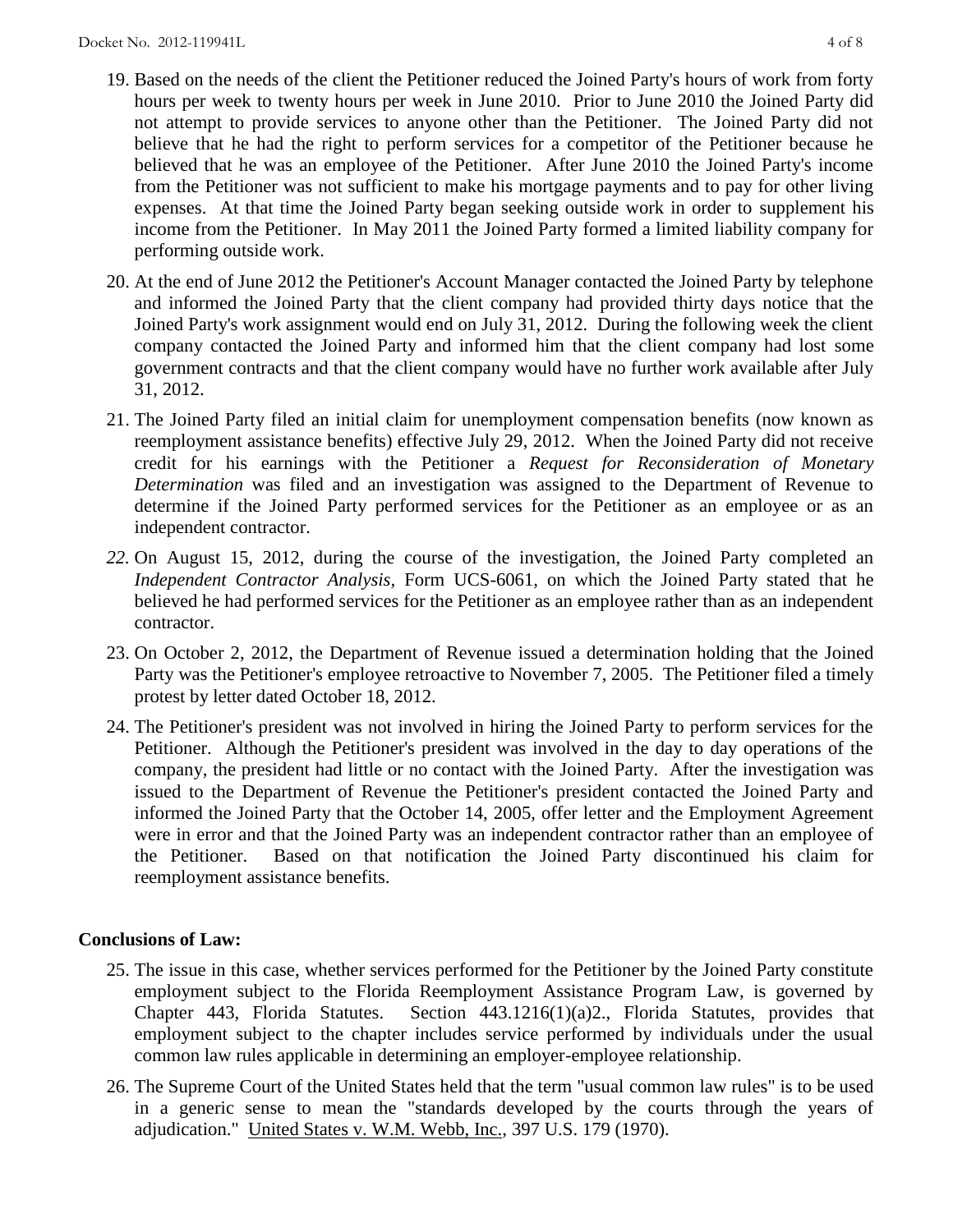19. Based on the needs of the client the Petitioner reduced the Joined Party's hours of work from forty hours per week to twenty hours per week in June 2010. Prior to June 2010 the Joined Party did not attempt to provide services to anyone other than the Petitioner. The Joined Party did not believe that he had the right to perform services for a competitor of the Petitioner because he believed that he was an employee of the Petitioner. After June 2010 the Joined Party's income from the Petitioner was not sufficient to make his mortgage payments and to pay for other living expenses. At that time the Joined Party began seeking outside work in order to supplement his income from the Petitioner. In May 2011 the Joined Party formed a limited liability company for performing outside work.

20. At the end of June 2012 the Petitioner's Account Manager contacted the Joined Party by telephone and informed the Joined Party that the client company had provided thirty days notice that the Joined Party's work assignment would end on July 31, 2012. During the following week the client company contacted the Joined Party and informed him that the client company had lost some government contracts and that the client company would have no further work available after July 31, 2012.

21. The Joined Party filed an initial claim for unemployment compensation benefits (now known as reemployment assistance benefits) effective July 29, 2012. When the Joined Party did not receive credit for his earnings with the Petitioner a *Request for Reconsideration of Monetary Determination* was filed and an investigation was assigned to the Department of Revenue to determine if the Joined Party performed services for the Petitioner as an employee or as an independent contractor.

22. On August 15, 2012, during the course of the investigation, the Joined Party completed an *Independent Contractor Analysis,* Form UCS-6061, on which the Joined Party stated that he believed he had performed services for the Petitioner as an employee rather than as an independent contractor.

23. On October 2, 2012, the Department of Revenue issued a determination holding that the Joined Party was the Petitioner's employee retroactive to November 7, 2005. The Petitioner filed a timely protest by letter dated October 18, 2012.

24. The Petitioner's president was not involved in hiring the Joined Party to perform services for the Petitioner. Although the Petitioner's president was involved in the day to day operations of the company, the president had little or no contact with the Joined Party. After the investigation was issued to the Department of Revenue the Petitioner's president contacted the Joined Party and informed the Joined Party that the October 14, 2005, offer letter and the Employment Agreement were in error and that the Joined Party was an independent contractor rather than an employee of the Petitioner. Based on that notification the Joined Party discontinued his claim for reemployment assistance benefits.

**Conclusions of Law:**

25. The issue in this case, whether services performed for the Petitioner by the Joined Party constitute employment subject to the Florida Reemployment Assistance Program Law, is governed by Chapter 443, Florida Statutes. Section 443.1216(1)(a)2., Florida Statutes, provides that employment subject to the chapter includes service performed by individuals under the usual common law rules applicable in determining an employer-employee relationship.

26. The Supreme Court of the United States held that the term "usual common law rules" is to be used in a generic sense to mean the "standards developed by the courts through the years of adjudication." United States v. W.M. Webb, Inc., 397 U.S. 179 (1970).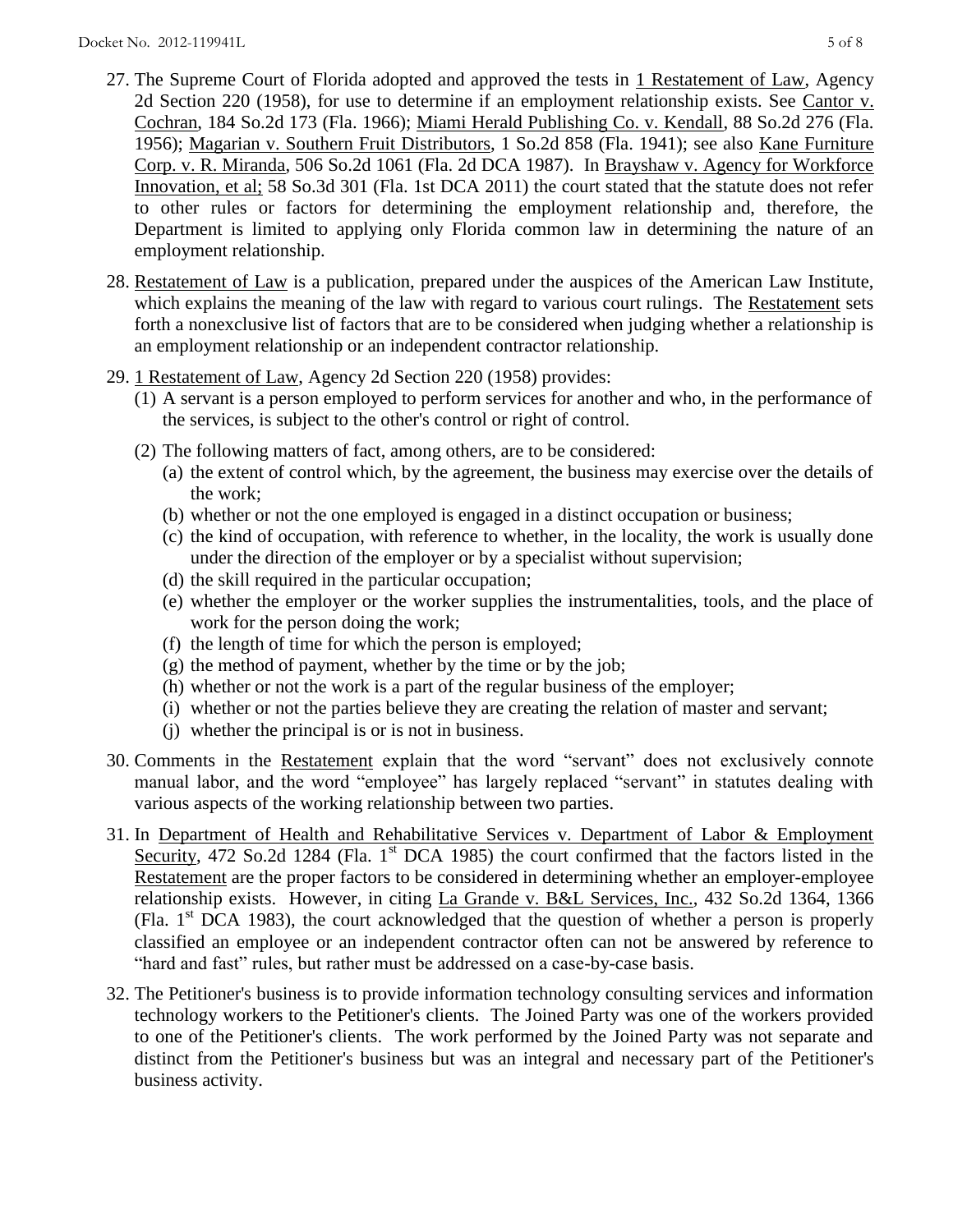27. The Supreme Court of Florida adopted and approved the tests in 1 Restatement of Law, Agency 2d Section 220 (1958), for use to determine if an employment relationship exists. See Cantor v. Cochran, 184 So.2d 173 (Fla. 1966); Miami Herald Publishing Co. v. Kendall, 88 So.2d 276 (Fla. 1956); Magarian v. Southern Fruit Distributors, 1 So.2d 858 (Fla. 1941); see also Kane Furniture Corp. v. R. Miranda, 506 So.2d 1061 (Fla. 2d DCA 1987). In Brayshaw v. Agency for Workforce Innovation, et al; 58 So.3d 301 (Fla. 1st DCA 2011) the court stated that the statute does not refer to other rules or factors for determining the employment relationship and, therefore, the Department is limited to applying only Florida common law in determining the nature of an employment relationship.

28. Restatement of Law is a publication, prepared under the auspices of the American Law Institute, which explains the meaning of the law with regard to various court rulings. The Restatement sets forth a nonexclusive list of factors that are to be considered when judging whether a relationship is an employment relationship or an independent contractor relationship.

29. 1 Restatement of Law, Agency 2d Section 220 (1958) provides:
    (1) A servant is a person employed to perform services for another and who, in the performance of the services, is subject to the other's control or right of control.
    (2) The following matters of fact, among others, are to be considered:
        (a) the extent of control which, by the agreement, the business may exercise over the details of the work;
        (b) whether or not the one employed is engaged in a distinct occupation or business;
        (c) the kind of occupation, with reference to whether, in the locality, the work is usually done under the direction of the employer or by a specialist without supervision;
        (d) the skill required in the particular occupation;
        (e) whether the employer or the worker supplies the instrumentalities, tools, and the place of work for the person doing the work;
        (f) the length of time for which the person is employed;
        (g) the method of payment, whether by the time or by the job;
        (h) whether or not the work is a part of the regular business of the employer;
        (i) whether or not the parties believe they are creating the relation of master and servant;
        (j) whether the principal is or is not in business.

30. Comments in the Restatement explain that the word "servant" does not exclusively connote manual labor, and the word "employee" has largely replaced "servant" in statutes dealing with various aspects of the working relationship between two parties.

31. In Department of Health and Rehabilitative Services v. Department of Labor & Employment Security, 472 So.2d 1284 (Fla. 1st DCA 1985) the court confirmed that the factors listed in the Restatement are the proper factors to be considered in determining whether an employer-employee relationship exists. However, in citing La Grande v. B&L Services, Inc., 432 So.2d 1364, 1366 (Fla. 1st DCA 1983), the court acknowledged that the question of whether a person is properly classified an employee or an independent contractor often can not be answered by reference to "hard and fast" rules, but rather must be addressed on a case-by-case basis.

32. The Petitioner's business is to provide information technology consulting services and information technology workers to the Petitioner's clients. The Joined Party was one of the workers provided to one of the Petitioner's clients. The work performed by the Joined Party was not separate and distinct from the Petitioner's business but was an integral and necessary part of the Petitioner's business activity.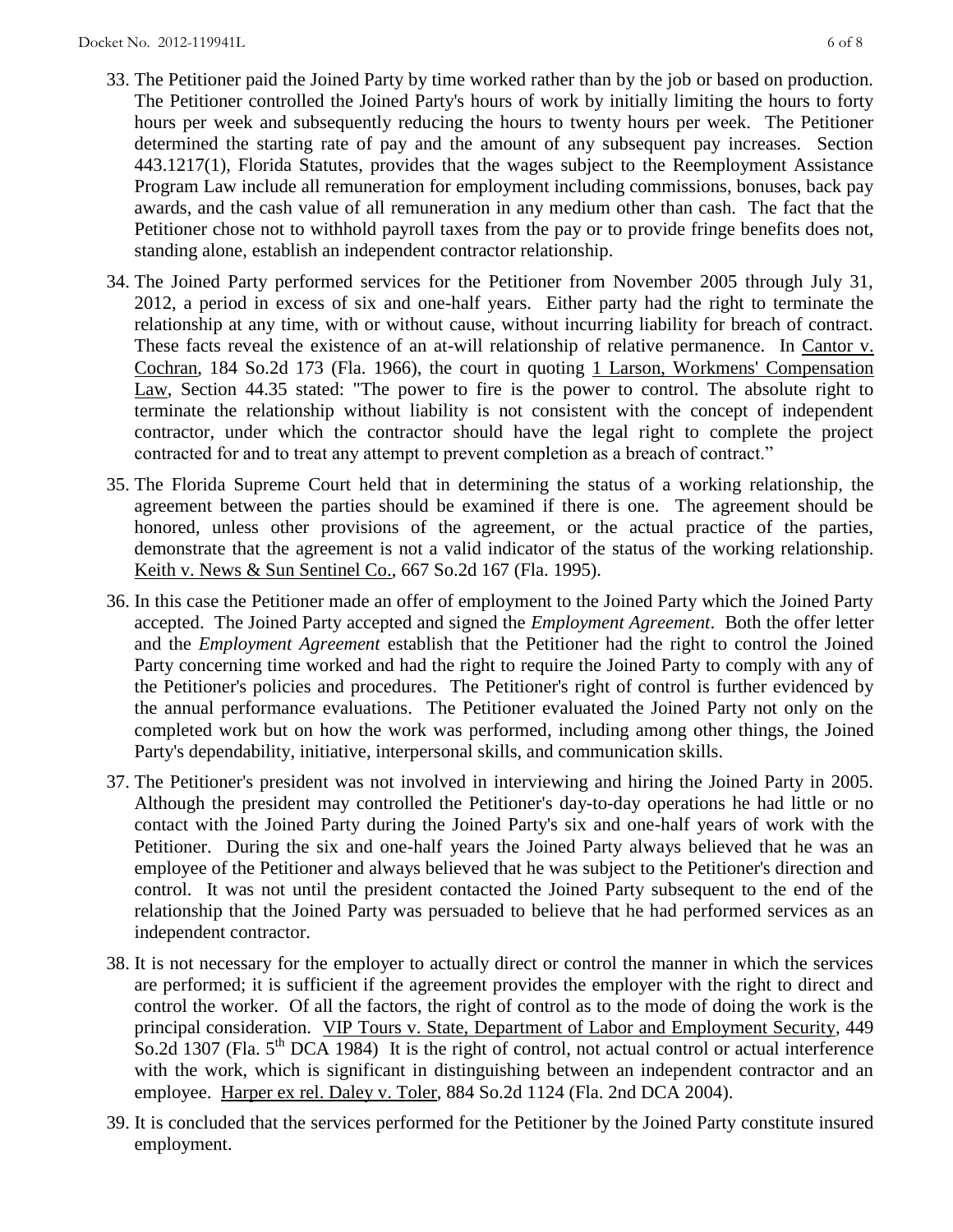33. The Petitioner paid the Joined Party by time worked rather than by the job or based on production. The Petitioner controlled the Joined Party's hours of work by initially limiting the hours to forty hours per week and subsequently reducing the hours to twenty hours per week. The Petitioner determined the starting rate of pay and the amount of any subsequent pay increases. Section 443.1217(1), Florida Statutes, provides that the wages subject to the Reemployment Assistance Program Law include all remuneration for employment including commissions, bonuses, back pay awards, and the cash value of all remuneration in any medium other than cash. The fact that the Petitioner chose not to withhold payroll taxes from the pay or to provide fringe benefits does not, standing alone, establish an independent contractor relationship.

34. The Joined Party performed services for the Petitioner from November 2005 through July 31, 2012, a period in excess of six and one-half years. Either party had the right to terminate the relationship at any time, with or without cause, without incurring liability for breach of contract. These facts reveal the existence of an at-will relationship of relative permanence. In Cantor v. Cochran, 184 So.2d 173 (Fla. 1966), the court in quoting 1 Larson, Workmens' Compensation Law, Section 44.35 stated: "The power to fire is the power to control. The absolute right to terminate the relationship without liability is not consistent with the concept of independent contractor, under which the contractor should have the legal right to complete the project contracted for and to treat any attempt to prevent completion as a breach of contract."

35. The Florida Supreme Court held that in determining the status of a working relationship, the agreement between the parties should be examined if there is one. The agreement should be honored, unless other provisions of the agreement, or the actual practice of the parties, demonstrate that the agreement is not a valid indicator of the status of the working relationship. Keith v. News & Sun Sentinel Co., 667 So.2d 167 (Fla. 1995).

36. In this case the Petitioner made an offer of employment to the Joined Party which the Joined Party accepted. The Joined Party accepted and signed the *Employment Agreement*. Both the offer letter and the *Employment Agreement* establish that the Petitioner had the right to control the Joined Party concerning time worked and had the right to require the Joined Party to comply with any of the Petitioner's policies and procedures. The Petitioner's right of control is further evidenced by the annual performance evaluations. The Petitioner evaluated the Joined Party not only on the completed work but on how the work was performed, including among other things, the Joined Party's dependability, initiative, interpersonal skills, and communication skills.

37. The Petitioner's president was not involved in interviewing and hiring the Joined Party in 2005. Although the president may controlled the Petitioner's day-to-day operations he had little or no contact with the Joined Party during the Joined Party's six and one-half years of work with the Petitioner. During the six and one-half years the Joined Party always believed that he was an employee of the Petitioner and always believed that he was subject to the Petitioner's direction and control. It was not until the president contacted the Joined Party subsequent to the end of the relationship that the Joined Party was persuaded to believe that he had performed services as an independent contractor.

38. It is not necessary for the employer to actually direct or control the manner in which the services are performed; it is sufficient if the agreement provides the employer with the right to direct and control the worker. Of all the factors, the right of control as to the mode of doing the work is the principal consideration. VIP Tours v. State, Department of Labor and Employment Security, 449 So.2d 1307 (Fla. 5th DCA 1984) It is the right of control, not actual control or actual interference with the work, which is significant in distinguishing between an independent contractor and an employee. Harper ex rel. Daley v. Toler, 884 So.2d 1124 (Fla. 2nd DCA 2004).

39. It is concluded that the services performed for the Petitioner by the Joined Party constitute insured employment.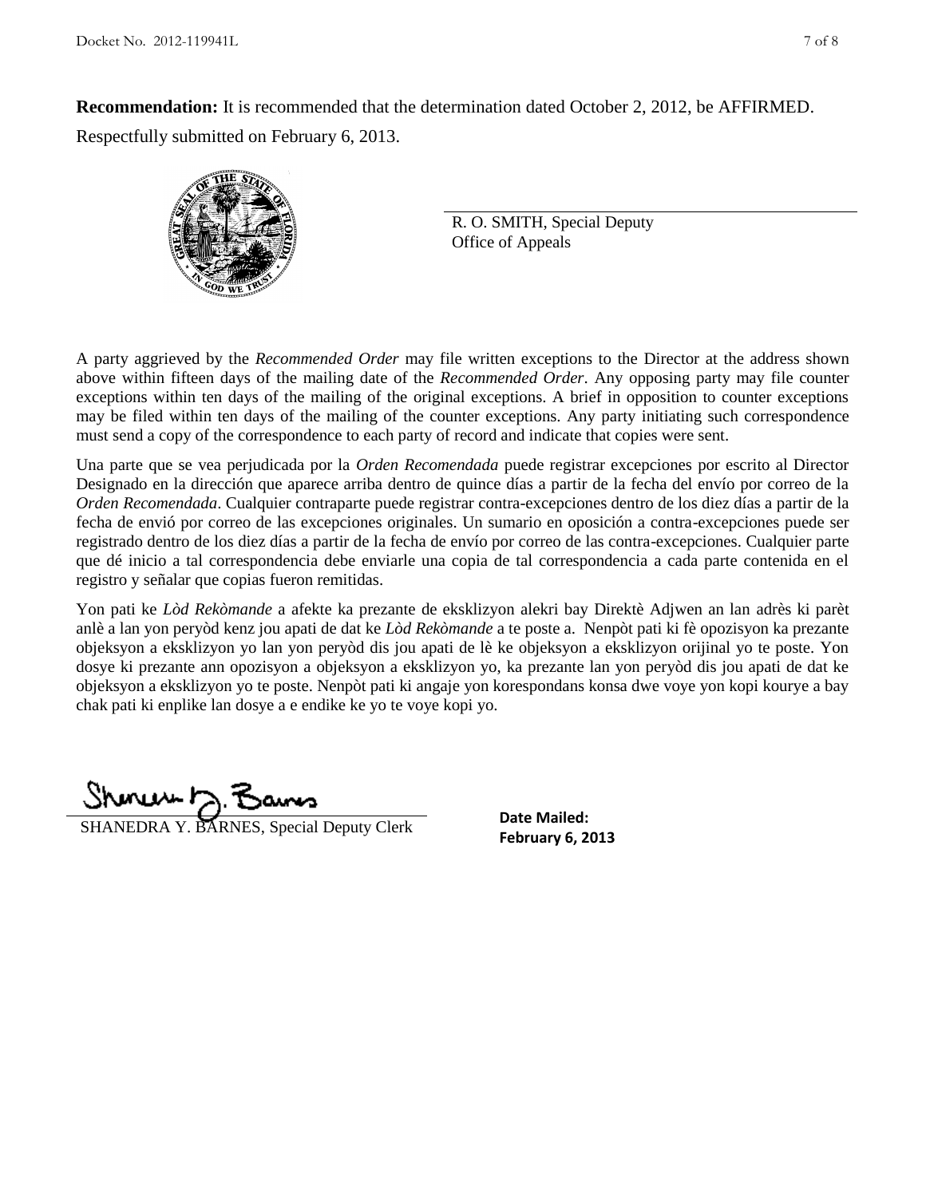**Recommendation:** It is recommended that the determination dated October 2, 2012, be AFFIRMED.

Respectfully submitted on February 6, 2013.

R. O. SMITH, Special Deputy
Office of Appeals

A party aggrieved by the *Recommended Order* may file written exceptions to the Director at the address shown above within fifteen days of the mailing date of the *Recommended Order*. Any opposing party may file counter exceptions within ten days of the mailing of the original exceptions. A brief in opposition to counter exceptions may be filed within ten days of the mailing of the counter exceptions. Any party initiating such correspondence must send a copy of the correspondence to each party of record and indicate that copies were sent.

Una parte que se vea perjudicada por la *Orden Recomendada* puede registrar excepciones por escrito al Director Designado en la dirección que aparece arriba dentro de quince días a partir de la fecha del envío por correo de la *Orden Recomendada*. Cualquier contraparte puede registrar contra-excepciones dentro de los diez días a partir de la fecha de envió por correo de las excepciones originales. Un sumario en oposición a contra-excepciones puede ser registrado dentro de los diez días a partir de la fecha de envío por correo de las contra-excepciones. Cualquier parte que dé inicio a tal correspondencia debe enviarle una copia de tal correspondencia a cada parte contenida en el registro y señalar que copias fueron remitidas.

Yon pati ke *Lòd Rekòmande* a afekte ka prezante de eksklizyon alekri bay Direktè Adjwen an lan adrès ki parèt anlè a lan yon peryòd kenz jou apati de dat ke *Lòd Rekòmande* a te poste a. Nenpòt pati ki fè opozisyon ka prezante objeksyon a eksklizyon yo lan yon peryòd dis jou apati de lè ke objeksyon a eksklizyon orijinal yo te poste. Yon dosye ki prezante ann opozisyon a objeksyon a eksklizyon yo, ka prezante lan yon peryòd dis jou apati de dat ke objeksyon a eksklizyon yo te poste. Nenpòt pati ki angaje yon korespondans konsa dwe voye yon kopi kourye a bay chak pati ki enplike lan dosye a e endike ke yo te voye kopi yo.

SHANEDRA Y. BARNES, Special Deputy Clerk

**Date Mailed:**
**February 6, 2013**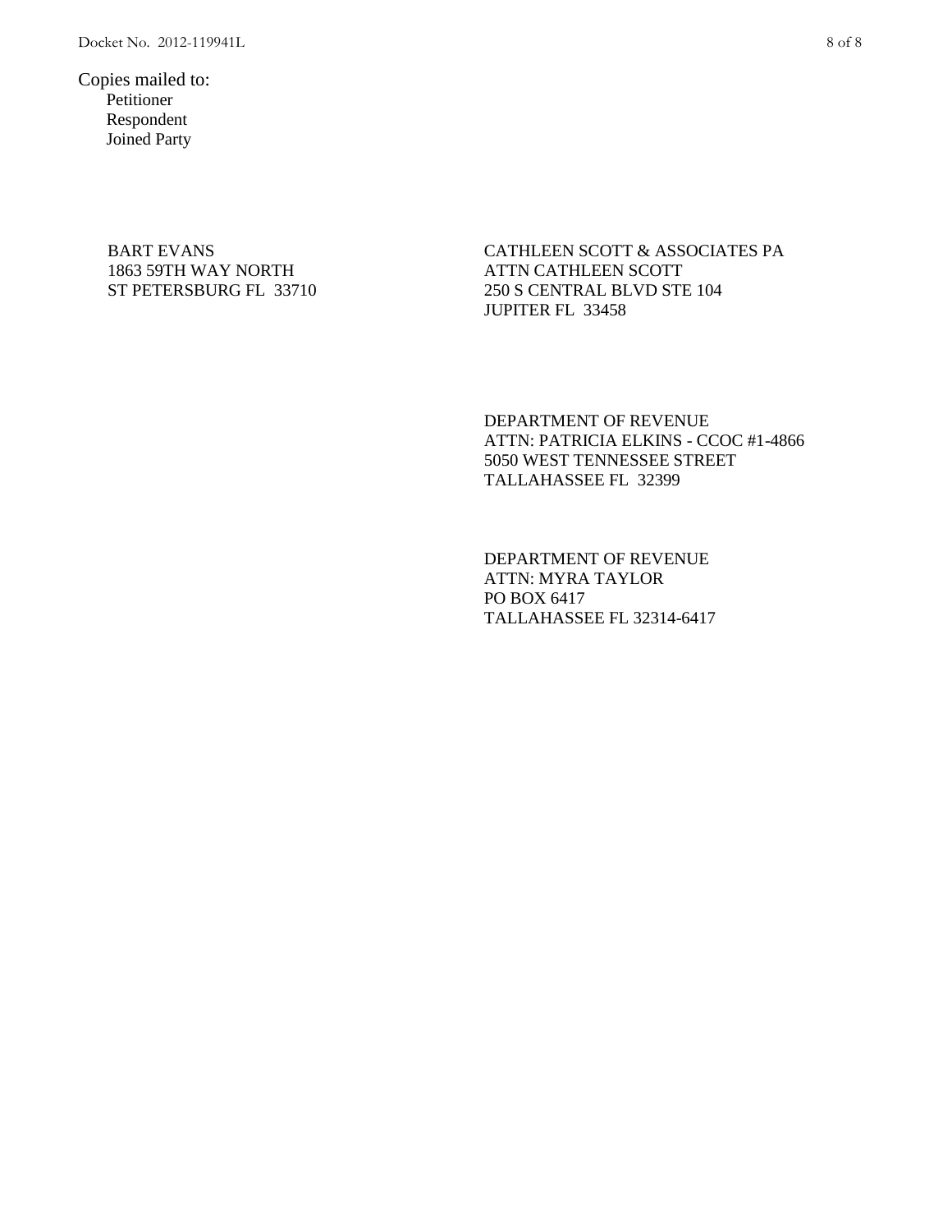Copies mailed to:

Petitioner
Respondent
Joined Party

BART EVANS
1863 59TH WAY NORTH
ST PETERSBURG FL 33710

CATHLEEN SCOTT & ASSOCIATES PA
ATTN CATHLEEN SCOTT
250 S CENTRAL BLVD STE 104
JUPITER FL 33458

DEPARTMENT OF REVENUE
ATTN: PATRICIA ELKINS - CCOC #1-4866
5050 WEST TENNESSEE STREET
TALLAHASSEE FL 32399

DEPARTMENT OF REVENUE
ATTN: MYRA TAYLOR
PO BOX 6417
TALLAHASSEE FL 32314-6417